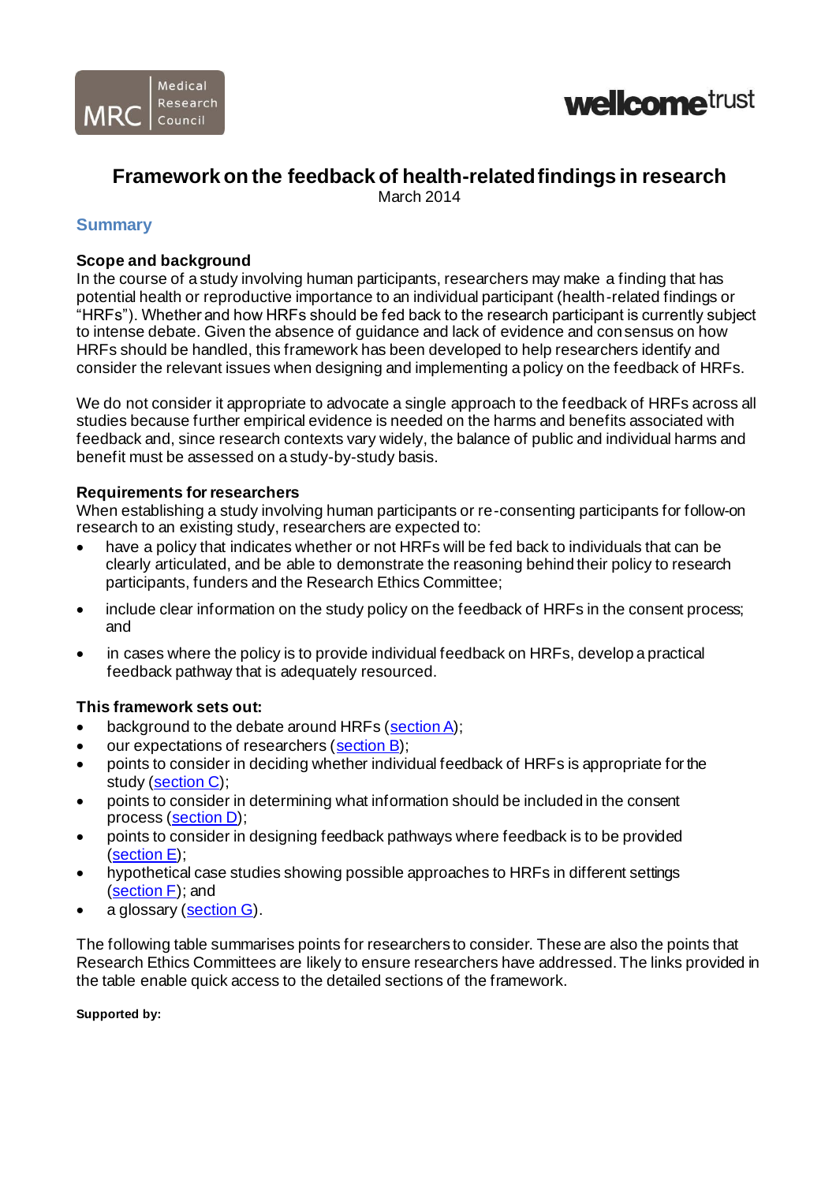# Framework on the feedback of health-related findings in research

March 2014

## Summary

### Scope and background

In the course of a study involving human participants, researchers may make a finding that has potential health or reproductive importance to an individual participant (health-related findings or "HRFs"). Whether and how HRFs should be fed back to the research participant is currently subject to intense debate. Given the absence of guidance and lack of evidence and consensus on how HRFs should be handled, this framework has been developed to help researchers identify and consider the relevant issues when designing and implementing a policy on the feedback of HRFs.

We do not consider it appropriate to advocate a single approach to the feedback of HRFs across all studies because further empirical evidence is needed on the harms and benefits associated with feedback and, since research contexts vary widely, the balance of public and individual harms and benefit must be assessed on a study-by-study basis.

### Requirements for researchers

When establishing a study involving human participants or re-consenting participants for follow-on research to an existing study, researchers are expected to:

- have a policy that indicates whether or not HRFs will be fed back to individuals that can be clearly articulated, and be able to demonstrate the reasoning behind their policy to research participants, funders and the Research Ethics Committee;
- include clear information on the study policy on the feedback of HRFs in the consent process; and
- in cases where the policy is to provide individual feedback on HRFs, develop a practical feedback pathway that is adequately resourced.

### This framework sets out:

- background to the debate around HRFs (section A);
- our expectations of researchers (section B);
- points to consider in deciding whether individual feedback of HRFs is appropriate for the study (section C);
- points to consider in determining what information should be included in the consent process (section D);
- points to consider in designing feedback pathways where feedback is to be provided (section E);
- hypothetical case studies showing possible approaches to HRFs in different settings (section F); and
- a glossary (section G).

The following table summarises points for researchers to consider. These are also the points that Research Ethics Committees are likely to ensure researchers have addressed. The links provided in the table enable quick access to the detailed sections of the framework.

**Supported by:**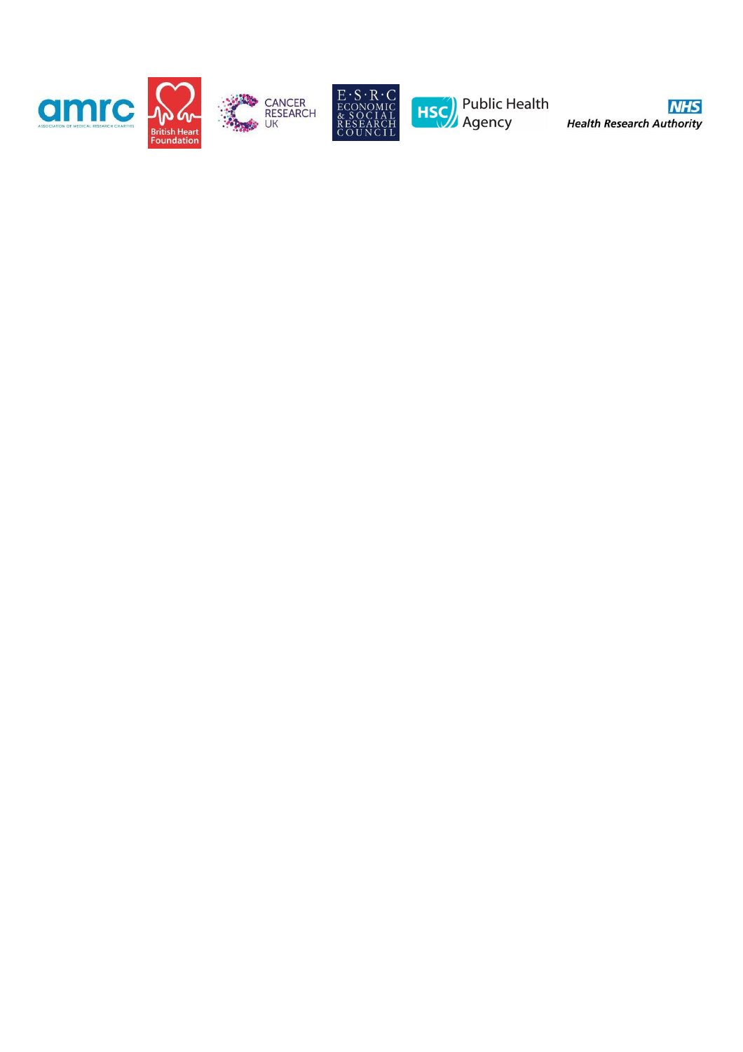amrc

British Heart Foundation

CANCER RESEARCH UK

E·S·R·C ECONOMIC & SOCIAL RESEARCH COUNCIL

HSC Public Health Agency

NHS Health Research Authority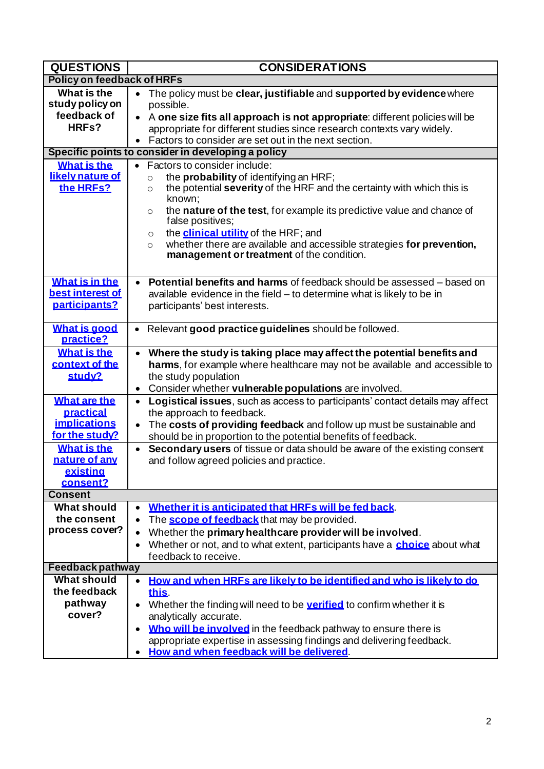| QUESTIONS | CONSIDERATIONS |
|---|---|
| **Policy on feedback of HRFs** | |
| **What is the study policy on feedback of HRFs?** | • The policy must be **clear, justifiable** and **supported by evidence** where possible.<br>• A **one size fits all approach is not appropriate**: different policies will be appropriate for different studies since research contexts vary widely.<br>• Factors to consider are set out in the next section. |
| **Specific points to consider in developing a policy** | |
| **What is the likely nature of the HRFs?** | • Factors to consider include:<br>○ the **probability** of identifying an HRF;<br>○ the potential **severity** of the HRF and the certainty with which this is known;<br>○ the **nature of the test**, for example its predictive value and chance of false positives;<br>○ the **clinical utility** of the HRF; and<br>○ whether there are available and accessible strategies **for prevention, management or treatment** of the condition. |
| **What is in the best interest of participants?** | • **Potential benefits and harms** of feedback should be assessed – based on available evidence in the field – to determine what is likely to be in participants' best interests. |
| **What is good practice?** | • Relevant **good practice guidelines** should be followed. |
| **What is the context of the study?** | • **Where the study is taking place may affect the potential benefits and harms**, for example where healthcare may not be available and accessible to the study population<br>• Consider whether **vulnerable populations** are involved. |
| **What are the practical implications for the study?** | • **Logistical issues**, such as access to participants' contact details may affect the approach to feedback.<br>• The **costs of providing feedback** and follow up must be sustainable and should be in proportion to the potential benefits of feedback. |
| **What is the nature of any existing consent?** | • **Secondary users** of tissue or data should be aware of the existing consent and follow agreed policies and practice. |
| **Consent** | |
| **What should the consent process cover?** | • **Whether it is anticipated that HRFs will be fed back**.<br>• The **scope of feedback** that may be provided.<br>• Whether the **primary healthcare provider will be involved**.<br>• Whether or not, and to what extent, participants have a **choice** about what feedback to receive. |
| **Feedback pathway** | |
| **What should the feedback pathway cover?** | • **How and when HRFs are likely to be identified and who is likely to do this**.<br>• Whether the finding will need to be **verified** to confirm whether it is analytically accurate.<br>• **Who will be involved** in the feedback pathway to ensure there is appropriate expertise in assessing findings and delivering feedback.<br>• **How and when feedback will be delivered**. |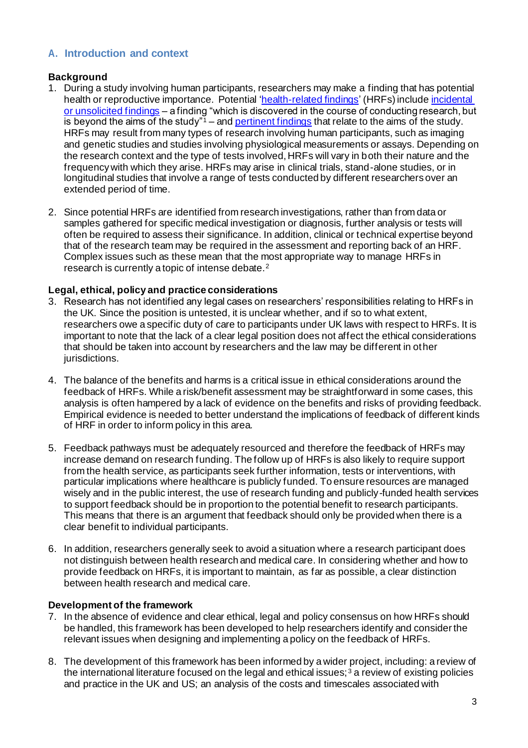## A. Introduction and context

### Background

1. During a study involving human participants, researchers may make a finding that has potential health or reproductive importance. Potential '[health-related findings](#)' (HRFs) include [incidental or unsolicited findings](#) – a finding "which is discovered in the course of conducting research, but is beyond the aims of the study"[1] – and [pertinent findings](#) that relate to the aims of the study. HRFs may result from many types of research involving human participants, such as imaging and genetic studies and studies involving physiological measurements or assays. Depending on the research context and the type of tests involved, HRFs will vary in both their nature and the frequency with which they arise. HRFs may arise in clinical trials, stand-alone studies, or in longitudinal studies that involve a range of tests conducted by different researchers over an extended period of time.

2. Since potential HRFs are identified from research investigations, rather than from data or samples gathered for specific medical investigation or diagnosis, further analysis or tests will often be required to assess their significance. In addition, clinical or technical expertise beyond that of the research team may be required in the assessment and reporting back of an HRF. Complex issues such as these mean that the most appropriate way to manage HRFs in research is currently a topic of intense debate.[2]

### Legal, ethical, policy and practice considerations

3. Research has not identified any legal cases on researchers' responsibilities relating to HRFs in the UK. Since the position is untested, it is unclear whether, and if so to what extent, researchers owe a specific duty of care to participants under UK laws with respect to HRFs. It is important to note that the lack of a clear legal position does not affect the ethical considerations that should be taken into account by researchers and the law may be different in other jurisdictions.

4. The balance of the benefits and harms is a critical issue in ethical considerations around the feedback of HRFs. While a risk/benefit assessment may be straightforward in some cases, this analysis is often hampered by a lack of evidence on the benefits and risks of providing feedback. Empirical evidence is needed to better understand the implications of feedback of different kinds of HRF in order to inform policy in this area.

5. Feedback pathways must be adequately resourced and therefore the feedback of HRFs may increase demand on research funding. The follow up of HRFs is also likely to require support from the health service, as participants seek further information, tests or interventions, with particular implications where healthcare is publicly funded. To ensure resources are managed wisely and in the public interest, the use of research funding and publicly-funded health services to support feedback should be in proportion to the potential benefit to research participants. This means that there is an argument that feedback should only be provided when there is a clear benefit to individual participants.

6. In addition, researchers generally seek to avoid a situation where a research participant does not distinguish between health research and medical care. In considering whether and how to provide feedback on HRFs, it is important to maintain, as far as possible, a clear distinction between health research and medical care.

### Development of the framework

7. In the absence of evidence and clear ethical, legal and policy consensus on how HRFs should be handled, this framework has been developed to help researchers identify and consider the relevant issues when designing and implementing a policy on the feedback of HRFs.

8. The development of this framework has been informed by a wider project, including: a review of the international literature focused on the legal and ethical issues;[3] a review of existing policies and practice in the UK and US; an analysis of the costs and timescales associated with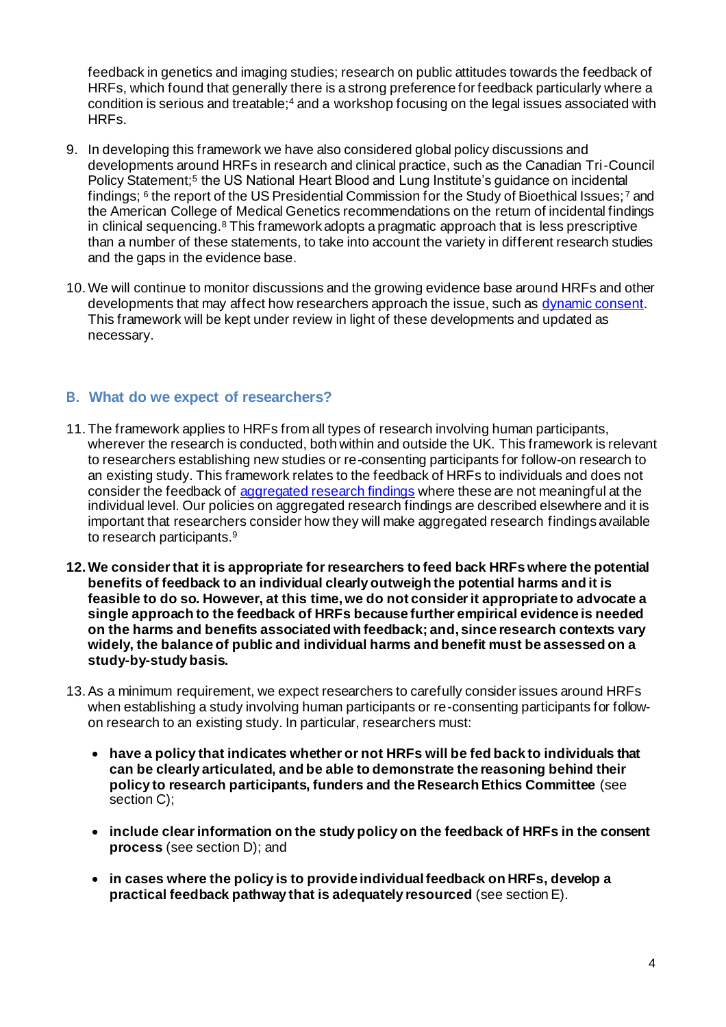feedback in genetics and imaging studies; research on public attitudes towards the feedback of HRFs, which found that generally there is a strong preference for feedback particularly where a condition is serious and treatable;[4] and a workshop focusing on the legal issues associated with HRFs.

9. In developing this framework we have also considered global policy discussions and developments around HRFs in research and clinical practice, such as the Canadian Tri-Council Policy Statement;[5] the US National Heart Blood and Lung Institute's guidance on incidental findings; [6] the report of the US Presidential Commission for the Study of Bioethical Issues;[7] and the American College of Medical Genetics recommendations on the return of incidental findings in clinical sequencing.[8] This framework adopts a pragmatic approach that is less prescriptive than a number of these statements, to take into account the variety in different research studies and the gaps in the evidence base.

10. We will continue to monitor discussions and the growing evidence base around HRFs and other developments that may affect how researchers approach the issue, such as dynamic consent. This framework will be kept under review in light of these developments and updated as necessary.

## B. What do we expect of researchers?

11. The framework applies to HRFs from all types of research involving human participants, wherever the research is conducted, both within and outside the UK. This framework is relevant to researchers establishing new studies or re-consenting participants for follow-on research to an existing study. This framework relates to the feedback of HRFs to individuals and does not consider the feedback of aggregated research findings where these are not meaningful at the individual level. Our policies on aggregated research findings are described elsewhere and it is important that researchers consider how they will make aggregated research findings available to research participants.[9]

12. **We consider that it is appropriate for researchers to feed back HRFs where the potential benefits of feedback to an individual clearly outweigh the potential harms and it is feasible to do so. However, at this time, we do not consider it appropriate to advocate a single approach to the feedback of HRFs because further empirical evidence is needed on the harms and benefits associated with feedback; and, since research contexts vary widely, the balance of public and individual harms and benefit must be assessed on a study-by-study basis.**

13. As a minimum requirement, we expect researchers to carefully consider issues around HRFs when establishing a study involving human participants or re-consenting participants for follow-on research to an existing study. In particular, researchers must:

    - **have a policy that indicates whether or not HRFs will be fed back to individuals that can be clearly articulated, and be able to demonstrate the reasoning behind their policy to research participants, funders and the Research Ethics Committee** (see section C);

    - **include clear information on the study policy on the feedback of HRFs in the consent process** (see section D); and

    - **in cases where the policy is to provide individual feedback on HRFs, develop a practical feedback pathway that is adequately resourced** (see section E).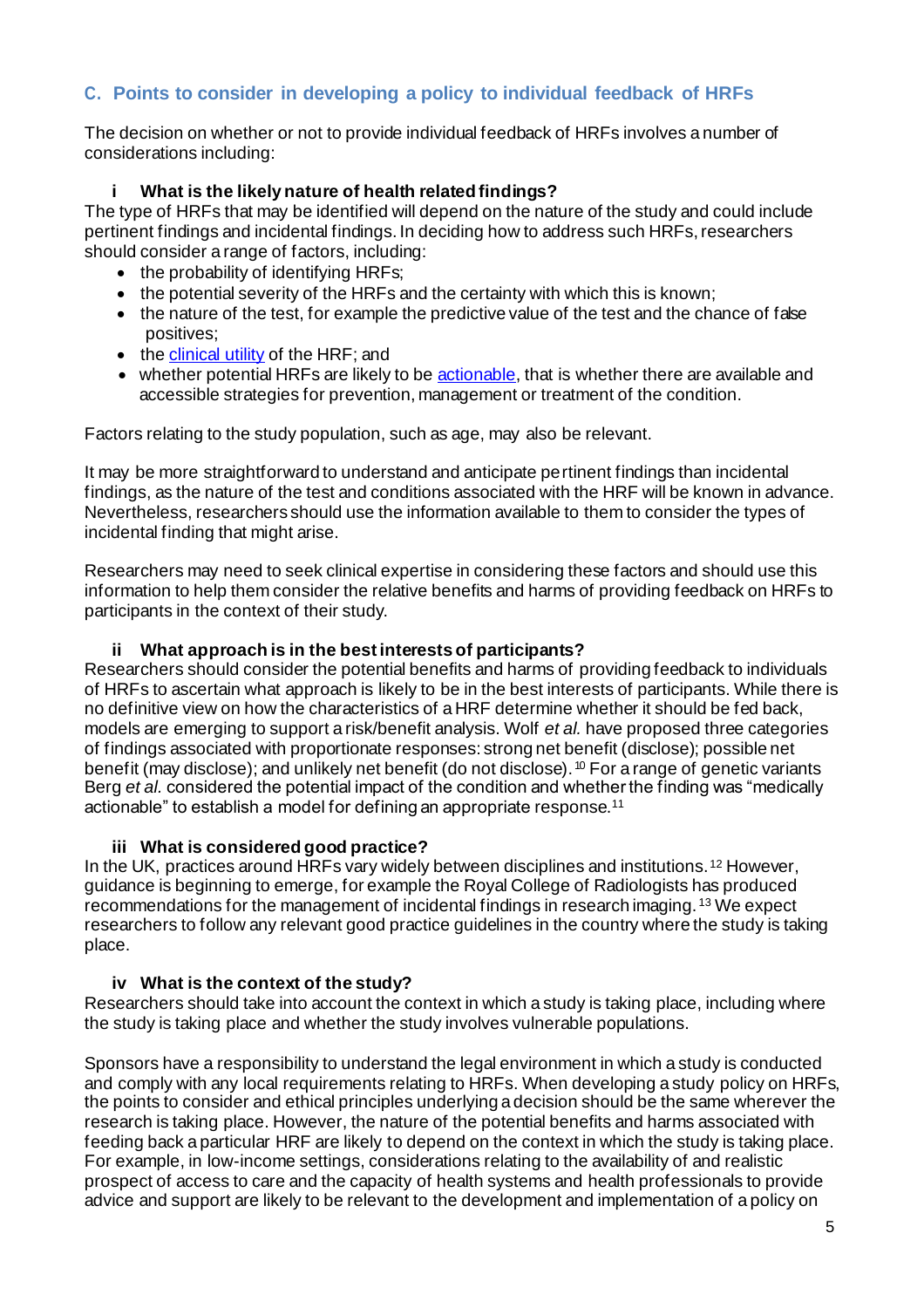## C. Points to consider in developing a policy to individual feedback of HRFs

The decision on whether or not to provide individual feedback of HRFs involves a number of considerations including:

### i What is the likely nature of health related findings?

The type of HRFs that may be identified will depend on the nature of the study and could include pertinent findings and incidental findings. In deciding how to address such HRFs, researchers should consider a range of factors, including:

- the probability of identifying HRFs;
- the potential severity of the HRFs and the certainty with which this is known;
- the nature of the test, for example the predictive value of the test and the chance of false positives;
- the clinical utility of the HRF; and
- whether potential HRFs are likely to be actionable, that is whether there are available and accessible strategies for prevention, management or treatment of the condition.

Factors relating to the study population, such as age, may also be relevant.

It may be more straightforward to understand and anticipate pertinent findings than incidental findings, as the nature of the test and conditions associated with the HRF will be known in advance. Nevertheless, researchers should use the information available to them to consider the types of incidental finding that might arise.

Researchers may need to seek clinical expertise in considering these factors and should use this information to help them consider the relative benefits and harms of providing feedback on HRFs to participants in the context of their study.

### ii What approach is in the best interests of participants?

Researchers should consider the potential benefits and harms of providing feedback to individuals of HRFs to ascertain what approach is likely to be in the best interests of participants. While there is no definitive view on how the characteristics of a HRF determine whether it should be fed back, models are emerging to support a risk/benefit analysis. Wolf *et al.* have proposed three categories of findings associated with proportionate responses: strong net benefit (disclose); possible net benefit (may disclose); and unlikely net benefit (do not disclose).[10] For a range of genetic variants Berg *et al.* considered the potential impact of the condition and whether the finding was "medically actionable" to establish a model for defining an appropriate response.[11]

### iii What is considered good practice?

In the UK, practices around HRFs vary widely between disciplines and institutions.[12] However, guidance is beginning to emerge, for example the Royal College of Radiologists has produced recommendations for the management of incidental findings in research imaging.[13] We expect researchers to follow any relevant good practice guidelines in the country where the study is taking place.

### iv What is the context of the study?

Researchers should take into account the context in which a study is taking place, including where the study is taking place and whether the study involves vulnerable populations.

Sponsors have a responsibility to understand the legal environment in which a study is conducted and comply with any local requirements relating to HRFs. When developing a study policy on HRFs, the points to consider and ethical principles underlying a decision should be the same wherever the research is taking place. However, the nature of the potential benefits and harms associated with feeding back a particular HRF are likely to depend on the context in which the study is taking place. For example, in low-income settings, considerations relating to the availability of and realistic prospect of access to care and the capacity of health systems and health professionals to provide advice and support are likely to be relevant to the development and implementation of a policy on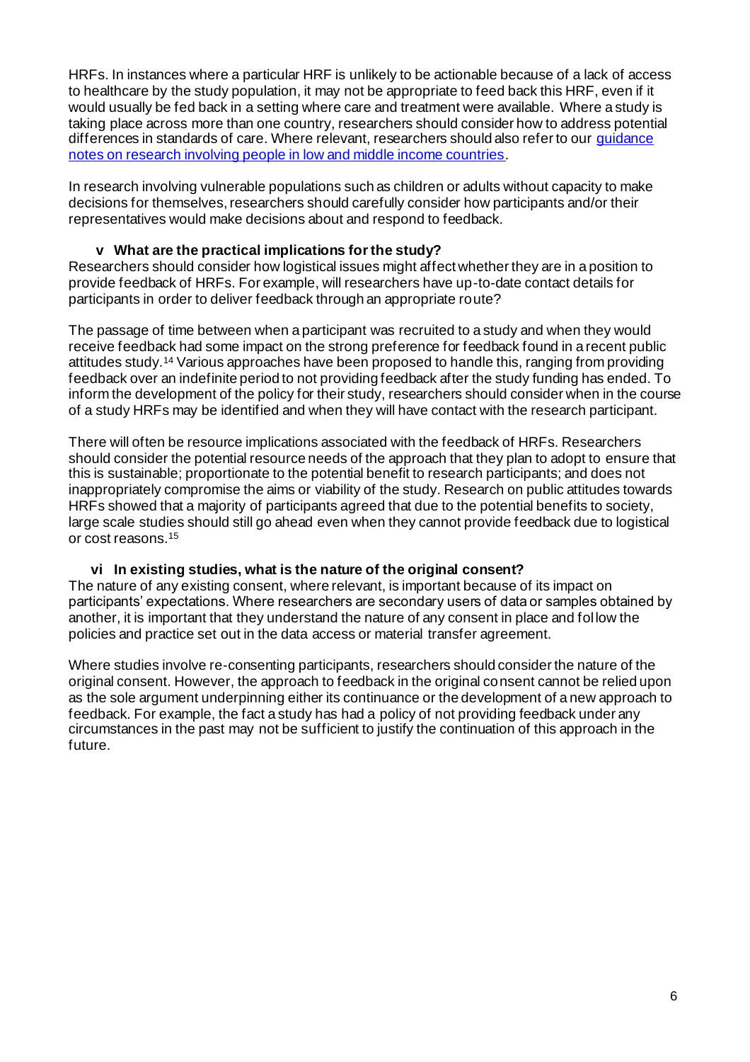HRFs. In instances where a particular HRF is unlikely to be actionable because of a lack of access to healthcare by the study population, it may not be appropriate to feed back this HRF, even if it would usually be fed back in a setting where care and treatment were available. Where a study is taking place across more than one country, researchers should consider how to address potential differences in standards of care. Where relevant, researchers should also refer to our [guidance notes on research involving people in low and middle income countries](). 

In research involving vulnerable populations such as children or adults without capacity to make decisions for themselves, researchers should carefully consider how participants and/or their representatives would make decisions about and respond to feedback.

### v What are the practical implications for the study?

Researchers should consider how logistical issues might affect whether they are in a position to provide feedback of HRFs. For example, will researchers have up-to-date contact details for participants in order to deliver feedback through an appropriate route?

The passage of time between when a participant was recruited to a study and when they would receive feedback had some impact on the strong preference for feedback found in a recent public attitudes study.[14] Various approaches have been proposed to handle this, ranging from providing feedback over an indefinite period to not providing feedback after the study funding has ended. To inform the development of the policy for their study, researchers should consider when in the course of a study HRFs may be identified and when they will have contact with the research participant.

There will often be resource implications associated with the feedback of HRFs. Researchers should consider the potential resource needs of the approach that they plan to adopt to ensure that this is sustainable; proportionate to the potential benefit to research participants; and does not inappropriately compromise the aims or viability of the study. Research on public attitudes towards HRFs showed that a majority of participants agreed that due to the potential benefits to society, large scale studies should still go ahead even when they cannot provide feedback due to logistical or cost reasons.[15]

### vi In existing studies, what is the nature of the original consent?

The nature of any existing consent, where relevant, is important because of its impact on participants' expectations. Where researchers are secondary users of data or samples obtained by another, it is important that they understand the nature of any consent in place and follow the policies and practice set out in the data access or material transfer agreement.

Where studies involve re-consenting participants, researchers should consider the nature of the original consent. However, the approach to feedback in the original consent cannot be relied upon as the sole argument underpinning either its continuance or the development of a new approach to feedback. For example, the fact a study has had a policy of not providing feedback under any circumstances in the past may not be sufficient to justify the continuation of this approach in the future.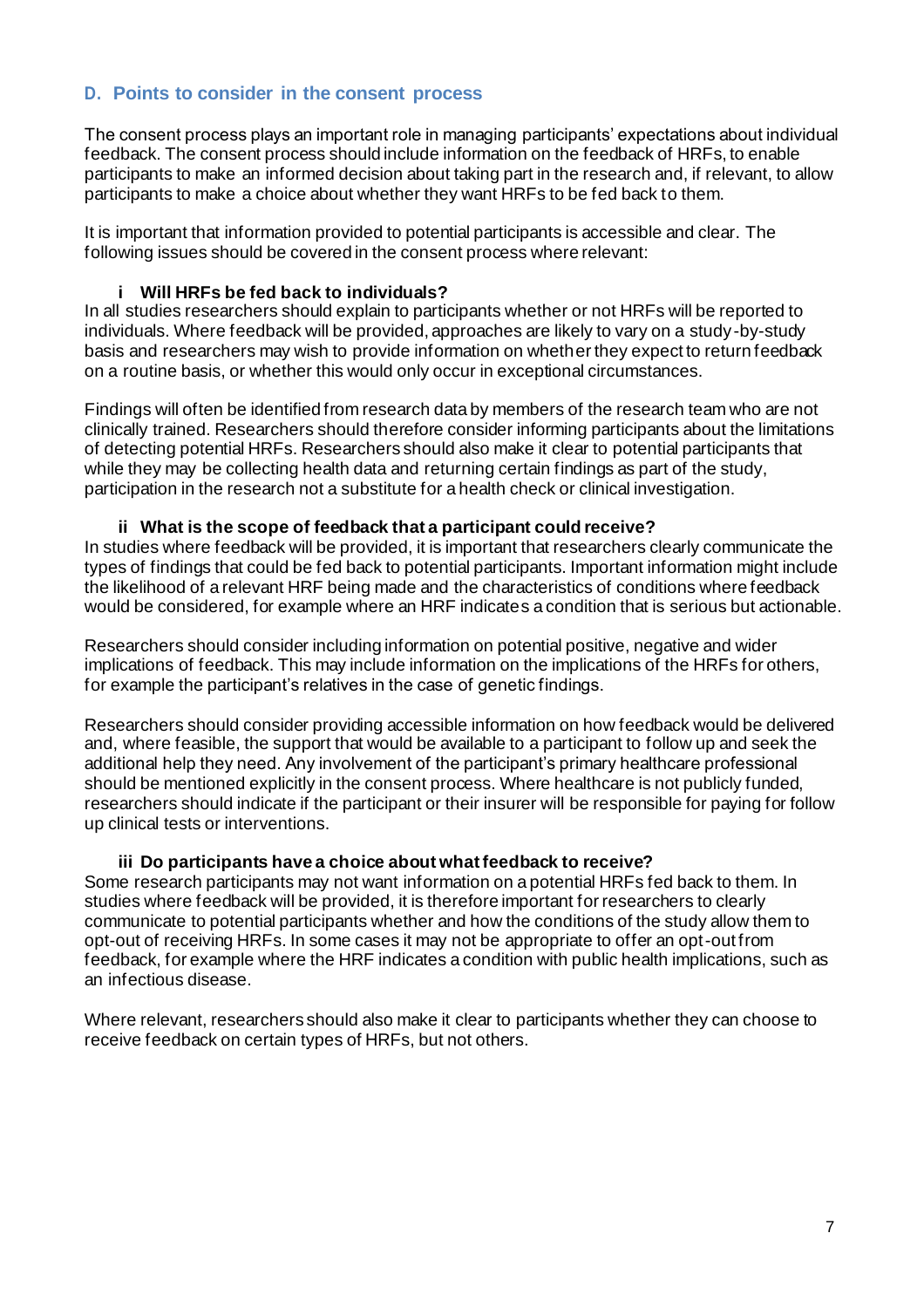## D. Points to consider in the consent process

The consent process plays an important role in managing participants' expectations about individual feedback. The consent process should include information on the feedback of HRFs, to enable participants to make an informed decision about taking part in the research and, if relevant, to allow participants to make a choice about whether they want HRFs to be fed back to them.

It is important that information provided to potential participants is accessible and clear. The following issues should be covered in the consent process where relevant:

### i Will HRFs be fed back to individuals?

In all studies researchers should explain to participants whether or not HRFs will be reported to individuals. Where feedback will be provided, approaches are likely to vary on a study-by-study basis and researchers may wish to provide information on whether they expect to return feedback on a routine basis, or whether this would only occur in exceptional circumstances.

Findings will often be identified from research data by members of the research team who are not clinically trained. Researchers should therefore consider informing participants about the limitations of detecting potential HRFs. Researchers should also make it clear to potential participants that while they may be collecting health data and returning certain findings as part of the study, participation in the research not a substitute for a health check or clinical investigation.

### ii What is the scope of feedback that a participant could receive?

In studies where feedback will be provided, it is important that researchers clearly communicate the types of findings that could be fed back to potential participants. Important information might include the likelihood of a relevant HRF being made and the characteristics of conditions where feedback would be considered, for example where an HRF indicates a condition that is serious but actionable.

Researchers should consider including information on potential positive, negative and wider implications of feedback. This may include information on the implications of the HRFs for others, for example the participant's relatives in the case of genetic findings.

Researchers should consider providing accessible information on how feedback would be delivered and, where feasible, the support that would be available to a participant to follow up and seek the additional help they need. Any involvement of the participant's primary healthcare professional should be mentioned explicitly in the consent process. Where healthcare is not publicly funded, researchers should indicate if the participant or their insurer will be responsible for paying for follow up clinical tests or interventions.

### iii Do participants have a choice about what feedback to receive?

Some research participants may not want information on a potential HRFs fed back to them. In studies where feedback will be provided, it is therefore important for researchers to clearly communicate to potential participants whether and how the conditions of the study allow them to opt-out of receiving HRFs. In some cases it may not be appropriate to offer an opt-out from feedback, for example where the HRF indicates a condition with public health implications, such as an infectious disease.

Where relevant, researchers should also make it clear to participants whether they can choose to receive feedback on certain types of HRFs, but not others.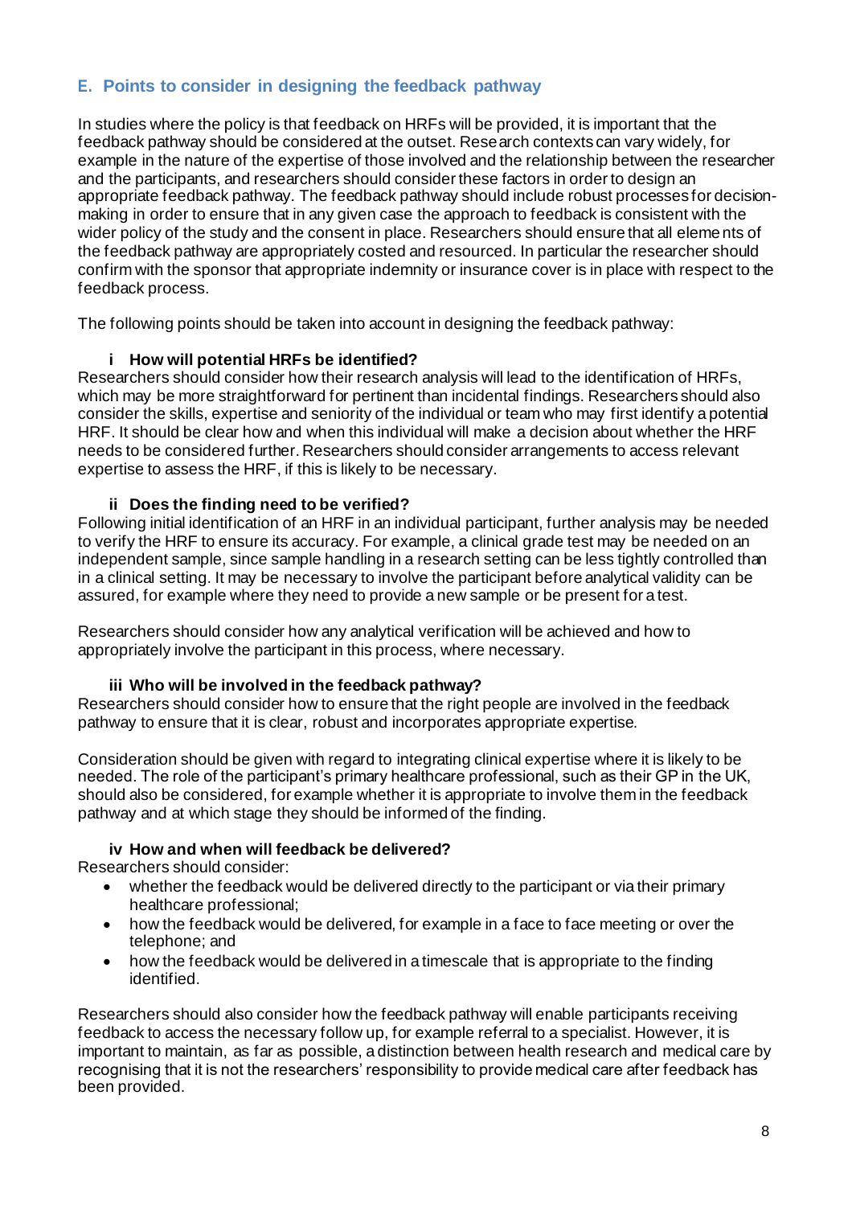## E. Points to consider in designing the feedback pathway

In studies where the policy is that feedback on HRFs will be provided, it is important that the feedback pathway should be considered at the outset. Research contexts can vary widely, for example in the nature of the expertise of those involved and the relationship between the researcher and the participants, and researchers should consider these factors in order to design an appropriate feedback pathway. The feedback pathway should include robust processes for decision-making in order to ensure that in any given case the approach to feedback is consistent with the wider policy of the study and the consent in place. Researchers should ensure that all elements of the feedback pathway are appropriately costed and resourced. In particular the researcher should confirm with the sponsor that appropriate indemnity or insurance cover is in place with respect to the feedback process.

The following points should be taken into account in designing the feedback pathway:

### i How will potential HRFs be identified?

Researchers should consider how their research analysis will lead to the identification of HRFs, which may be more straightforward for pertinent than incidental findings. Researchers should also consider the skills, expertise and seniority of the individual or team who may first identify a potential HRF. It should be clear how and when this individual will make a decision about whether the HRF needs to be considered further. Researchers should consider arrangements to access relevant expertise to assess the HRF, if this is likely to be necessary.

### ii Does the finding need to be verified?

Following initial identification of an HRF in an individual participant, further analysis may be needed to verify the HRF to ensure its accuracy. For example, a clinical grade test may be needed on an independent sample, since sample handling in a research setting can be less tightly controlled than in a clinical setting. It may be necessary to involve the participant before analytical validity can be assured, for example where they need to provide a new sample or be present for a test.

Researchers should consider how any analytical verification will be achieved and how to appropriately involve the participant in this process, where necessary.

### iii Who will be involved in the feedback pathway?

Researchers should consider how to ensure that the right people are involved in the feedback pathway to ensure that it is clear, robust and incorporates appropriate expertise.

Consideration should be given with regard to integrating clinical expertise where it is likely to be needed. The role of the participant's primary healthcare professional, such as their GP in the UK, should also be considered, for example whether it is appropriate to involve them in the feedback pathway and at which stage they should be informed of the finding.

### iv How and when will feedback be delivered?

Researchers should consider:

- whether the feedback would be delivered directly to the participant or via their primary healthcare professional;
- how the feedback would be delivered, for example in a face to face meeting or over the telephone; and
- how the feedback would be delivered in a timescale that is appropriate to the finding identified.

Researchers should also consider how the feedback pathway will enable participants receiving feedback to access the necessary follow up, for example referral to a specialist. However, it is important to maintain, as far as possible, a distinction between health research and medical care by recognising that it is not the researchers' responsibility to provide medical care after feedback has been provided.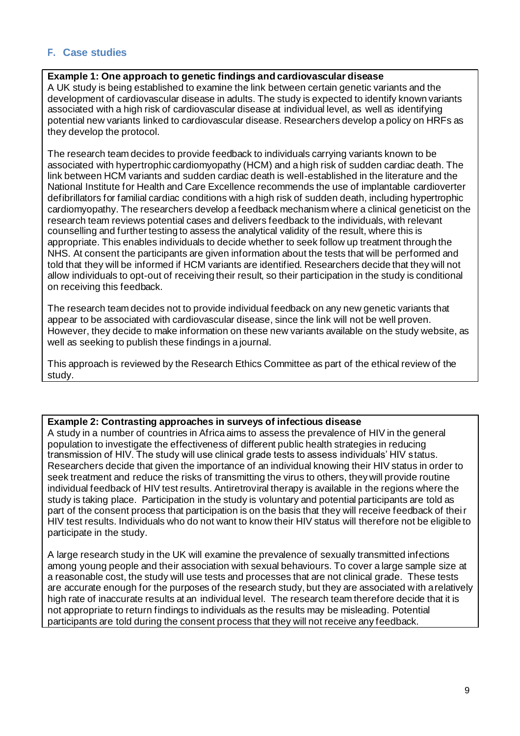## F. Case studies

**Example 1: One approach to genetic findings and cardiovascular disease**

A UK study is being established to examine the link between certain genetic variants and the development of cardiovascular disease in adults. The study is expected to identify known variants associated with a high risk of cardiovascular disease at individual level, as well as identifying potential new variants linked to cardiovascular disease. Researchers develop a policy on HRFs as they develop the protocol.

The research team decides to provide feedback to individuals carrying variants known to be associated with hypertrophic cardiomyopathy (HCM) and a high risk of sudden cardiac death. The link between HCM variants and sudden cardiac death is well-established in the literature and the National Institute for Health and Care Excellence recommends the use of implantable cardioverter defibrillators for familial cardiac conditions with a high risk of sudden death, including hypertrophic cardiomyopathy. The researchers develop a feedback mechanism where a clinical geneticist on the research team reviews potential cases and delivers feedback to the individuals, with relevant counselling and further testing to assess the analytical validity of the result, where this is appropriate. This enables individuals to decide whether to seek follow up treatment through the NHS. At consent the participants are given information about the tests that will be performed and told that they will be informed if HCM variants are identified. Researchers decide that they will not allow individuals to opt-out of receiving their result, so their participation in the study is conditional on receiving this feedback.

The research team decides not to provide individual feedback on any new genetic variants that appear to be associated with cardiovascular disease, since the link will not be well proven. However, they decide to make information on these new variants available on the study website, as well as seeking to publish these findings in a journal.

This approach is reviewed by the Research Ethics Committee as part of the ethical review of the study.

**Example 2: Contrasting approaches in surveys of infectious disease**

A study in a number of countries in Africa aims to assess the prevalence of HIV in the general population to investigate the effectiveness of different public health strategies in reducing transmission of HIV. The study will use clinical grade tests to assess individuals' HIV status. Researchers decide that given the importance of an individual knowing their HIV status in order to seek treatment and reduce the risks of transmitting the virus to others, they will provide routine individual feedback of HIV test results. Antiretroviral therapy is available in the regions where the study is taking place. Participation in the study is voluntary and potential participants are told as part of the consent process that participation is on the basis that they will receive feedback of their HIV test results. Individuals who do not want to know their HIV status will therefore not be eligible to participate in the study.

A large research study in the UK will examine the prevalence of sexually transmitted infections among young people and their association with sexual behaviours. To cover a large sample size at a reasonable cost, the study will use tests and processes that are not clinical grade. These tests are accurate enough for the purposes of the research study, but they are associated with a relatively high rate of inaccurate results at an individual level. The research team therefore decide that it is not appropriate to return findings to individuals as the results may be misleading. Potential participants are told during the consent process that they will not receive any feedback.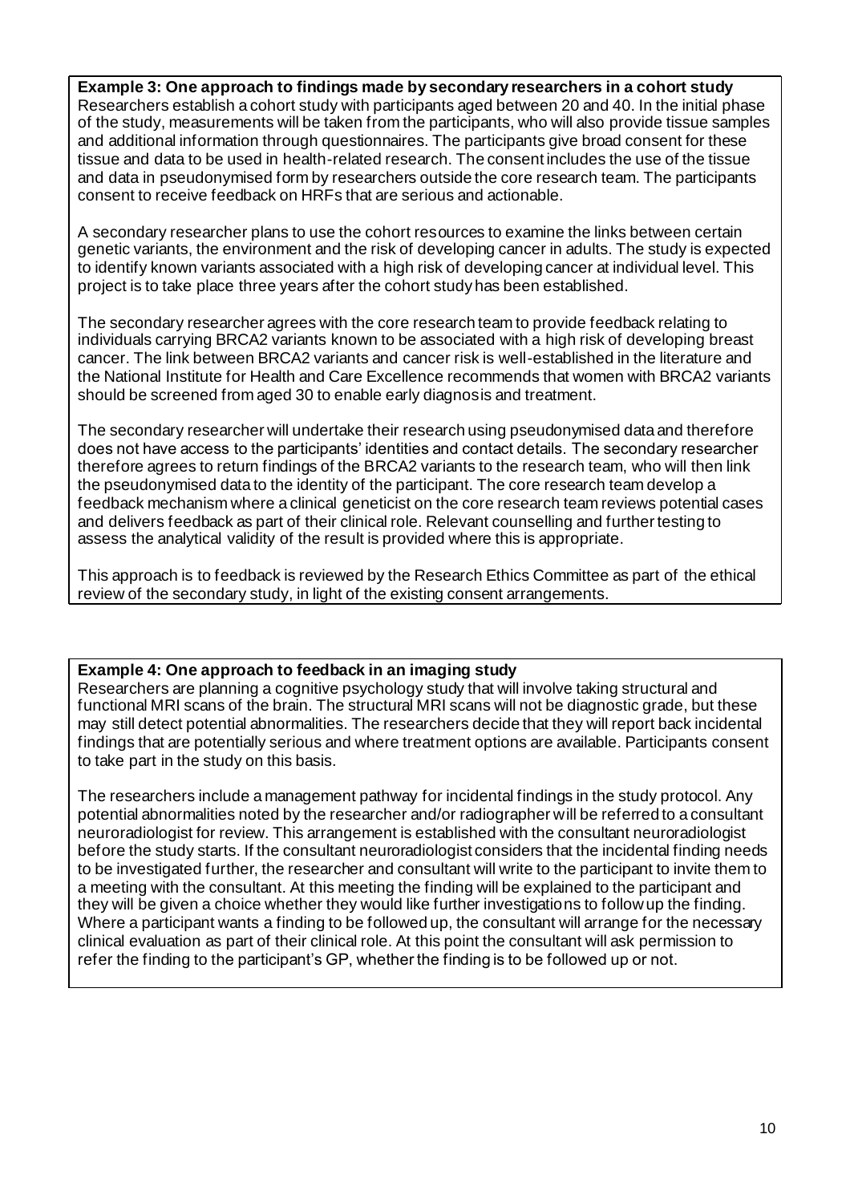**Example 3: One approach to findings made by secondary researchers in a cohort study**

Researchers establish a cohort study with participants aged between 20 and 40. In the initial phase of the study, measurements will be taken from the participants, who will also provide tissue samples and additional information through questionnaires. The participants give broad consent for these tissue and data to be used in health-related research. The consent includes the use of the tissue and data in pseudonymised form by researchers outside the core research team. The participants consent to receive feedback on HRFs that are serious and actionable.

A secondary researcher plans to use the cohort resources to examine the links between certain genetic variants, the environment and the risk of developing cancer in adults. The study is expected to identify known variants associated with a high risk of developing cancer at individual level. This project is to take place three years after the cohort study has been established.

The secondary researcher agrees with the core research team to provide feedback relating to individuals carrying BRCA2 variants known to be associated with a high risk of developing breast cancer. The link between BRCA2 variants and cancer risk is well-established in the literature and the National Institute for Health and Care Excellence recommends that women with BRCA2 variants should be screened from aged 30 to enable early diagnosis and treatment.

The secondary researcher will undertake their research using pseudonymised data and therefore does not have access to the participants' identities and contact details. The secondary researcher therefore agrees to return findings of the BRCA2 variants to the research team, who will then link the pseudonymised data to the identity of the participant. The core research team develop a feedback mechanism where a clinical geneticist on the core research team reviews potential cases and delivers feedback as part of their clinical role. Relevant counselling and further testing to assess the analytical validity of the result is provided where this is appropriate.

This approach is to feedback is reviewed by the Research Ethics Committee as part of the ethical review of the secondary study, in light of the existing consent arrangements.

**Example 4: One approach to feedback in an imaging study**

Researchers are planning a cognitive psychology study that will involve taking structural and functional MRI scans of the brain. The structural MRI scans will not be diagnostic grade, but these may still detect potential abnormalities. The researchers decide that they will report back incidental findings that are potentially serious and where treatment options are available. Participants consent to take part in the study on this basis.

The researchers include a management pathway for incidental findings in the study protocol. Any potential abnormalities noted by the researcher and/or radiographer will be referred to a consultant neuroradiologist for review. This arrangement is established with the consultant neuroradiologist before the study starts. If the consultant neuroradiologist considers that the incidental finding needs to be investigated further, the researcher and consultant will write to the participant to invite them to a meeting with the consultant. At this meeting the finding will be explained to the participant and they will be given a choice whether they would like further investigations to follow up the finding. Where a participant wants a finding to be followed up, the consultant will arrange for the necessary clinical evaluation as part of their clinical role. At this point the consultant will ask permission to refer the finding to the participant's GP, whether the finding is to be followed up or not.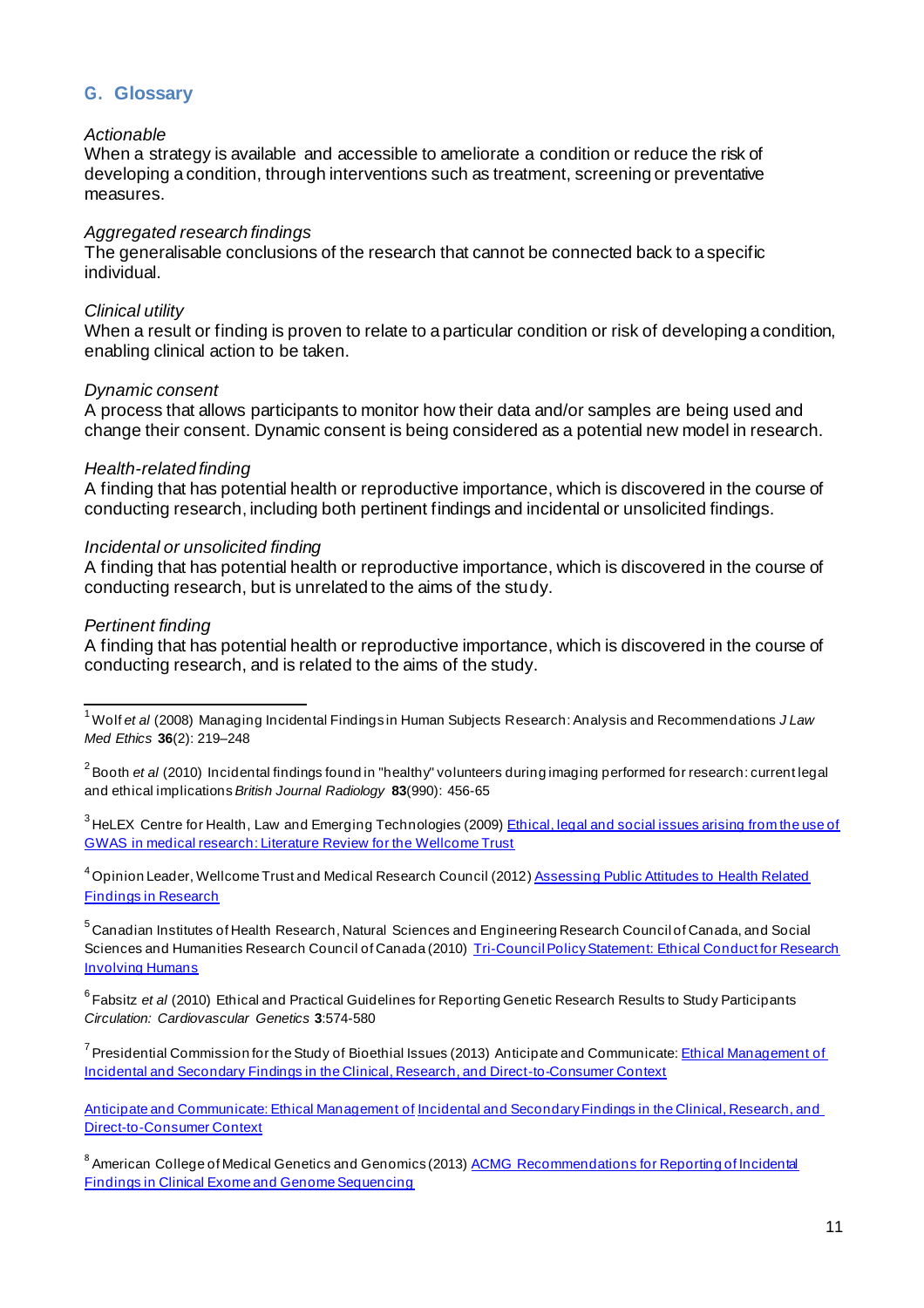## G. Glossary

*Actionable*
When a strategy is available and accessible to ameliorate a condition or reduce the risk of developing a condition, through interventions such as treatment, screening or preventative measures.

*Aggregated research findings*
The generalisable conclusions of the research that cannot be connected back to a specific individual.

*Clinical utility*
When a result or finding is proven to relate to a particular condition or risk of developing a condition, enabling clinical action to be taken.

*Dynamic consent*
A process that allows participants to monitor how their data and/or samples are being used and change their consent. Dynamic consent is being considered as a potential new model in research.

*Health-related finding*
A finding that has potential health or reproductive importance, which is discovered in the course of conducting research, including both pertinent findings and incidental or unsolicited findings.

*Incidental or unsolicited finding*
A finding that has potential health or reproductive importance, which is discovered in the course of conducting research, but is unrelated to the aims of the study.

*Pertinent finding*
A finding that has potential health or reproductive importance, which is discovered in the course of conducting research, and is related to the aims of the study.

---

[1] Wolf *et al* (2008) Managing Incidental Findings in Human Subjects Research: Analysis and Recommendations *J Law Med Ethics* **36**(2): 219–248

[2] Booth *et al* (2010) Incidental findings found in "healthy" volunteers during imaging performed for research: current legal and ethical implications *British Journal Radiology* **83**(990): 456-65

[3] HeLEX Centre for Health, Law and Emerging Technologies (2009) Ethical, legal and social issues arising from the use of GWAS in medical research: Literature Review for the Wellcome Trust

[4] Opinion Leader, Wellcome Trust and Medical Research Council (2012) Assessing Public Attitudes to Health Related Findings in Research

[5] Canadian Institutes of Health Research, Natural Sciences and Engineering Research Council of Canada, and Social Sciences and Humanities Research Council of Canada (2010) Tri-Council Policy Statement: Ethical Conduct for Research Involving Humans

[6] Fabsitz *et al* (2010) Ethical and Practical Guidelines for Reporting Genetic Research Results to Study Participants *Circulation: Cardiovascular Genetics* **3**:574-580

[7] Presidential Commission for the Study of Bioethial Issues (2013) Anticipate and Communicate: Ethical Management of Incidental and Secondary Findings in the Clinical, Research, and Direct-to-Consumer Context

Anticipate and Communicate: Ethical Management of Incidental and Secondary Findings in the Clinical, Research, and Direct-to-Consumer Context

[8] American College of Medical Genetics and Genomics (2013) ACMG Recommendations for Reporting of Incidental Findings in Clinical Exome and Genome Sequencing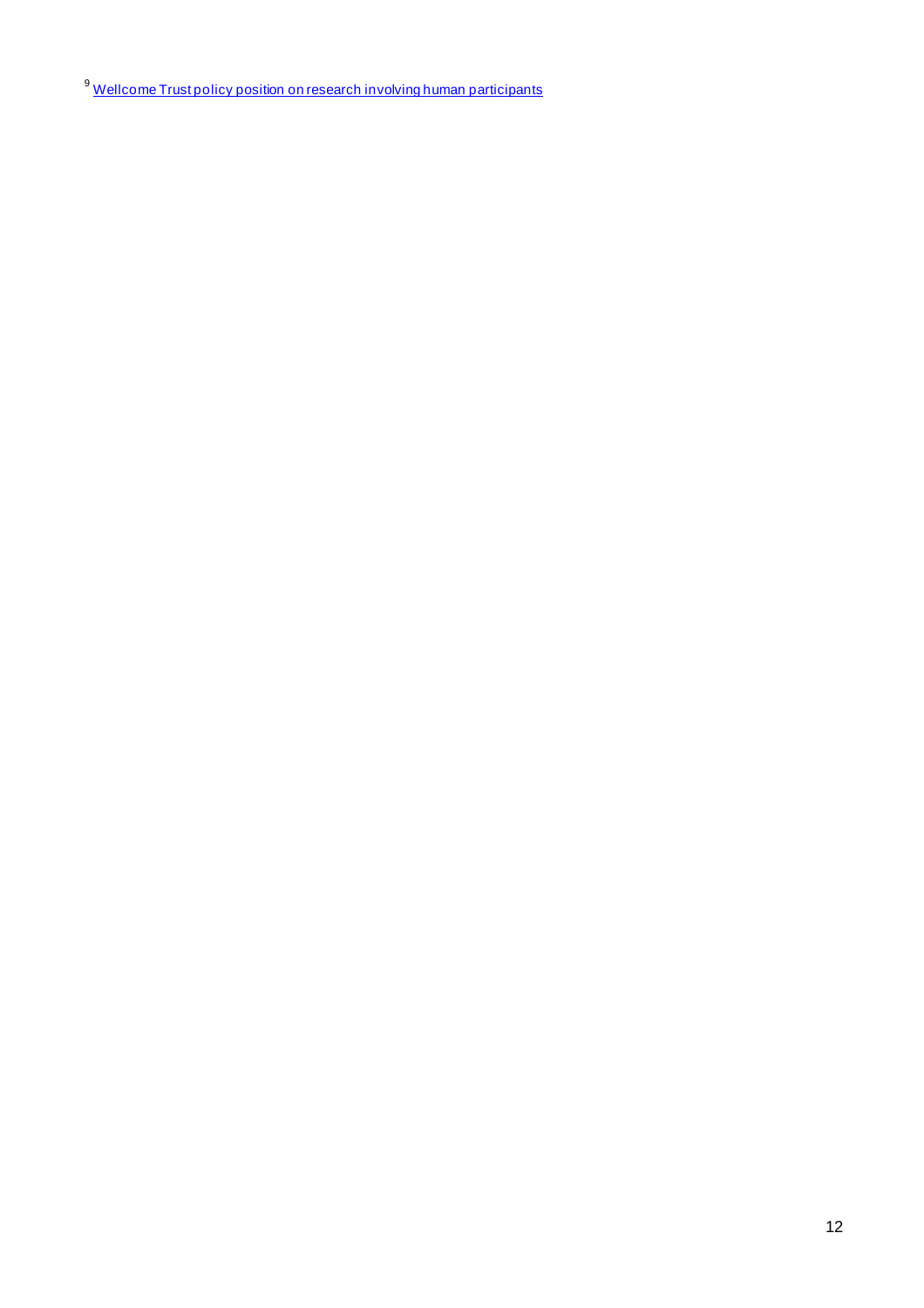[9] Wellcome Trust policy position on research involving human participants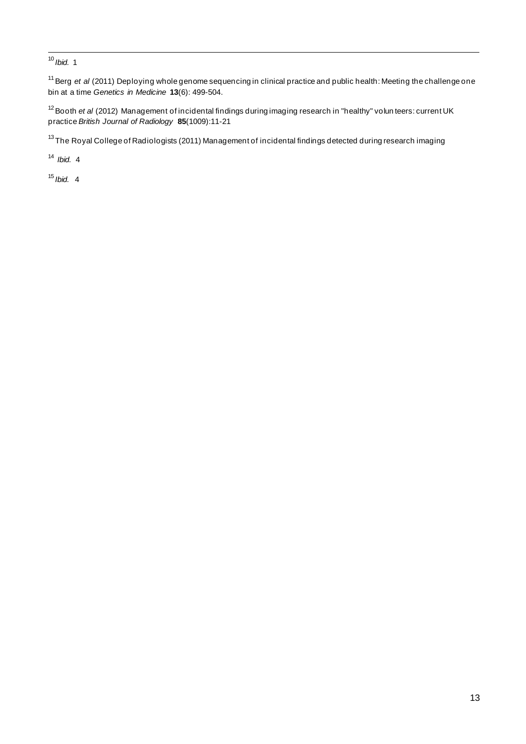[10] *Ibid.* 1

[11] Berg *et al* (2011) Deploying whole genome sequencing in clinical practice and public health: Meeting the challenge one bin at a time *Genetics in Medicine* **13**(6): 499-504.

[12] Booth *et al* (2012) Management of incidental findings during imaging research in "healthy" volunteers: current UK practice *British Journal of Radiology* **85**(1009):11-21

[13] The Royal College of Radiologists (2011) Management of incidental findings detected during research imaging

[14] *Ibid.* 4

[15] *Ibid.* 4